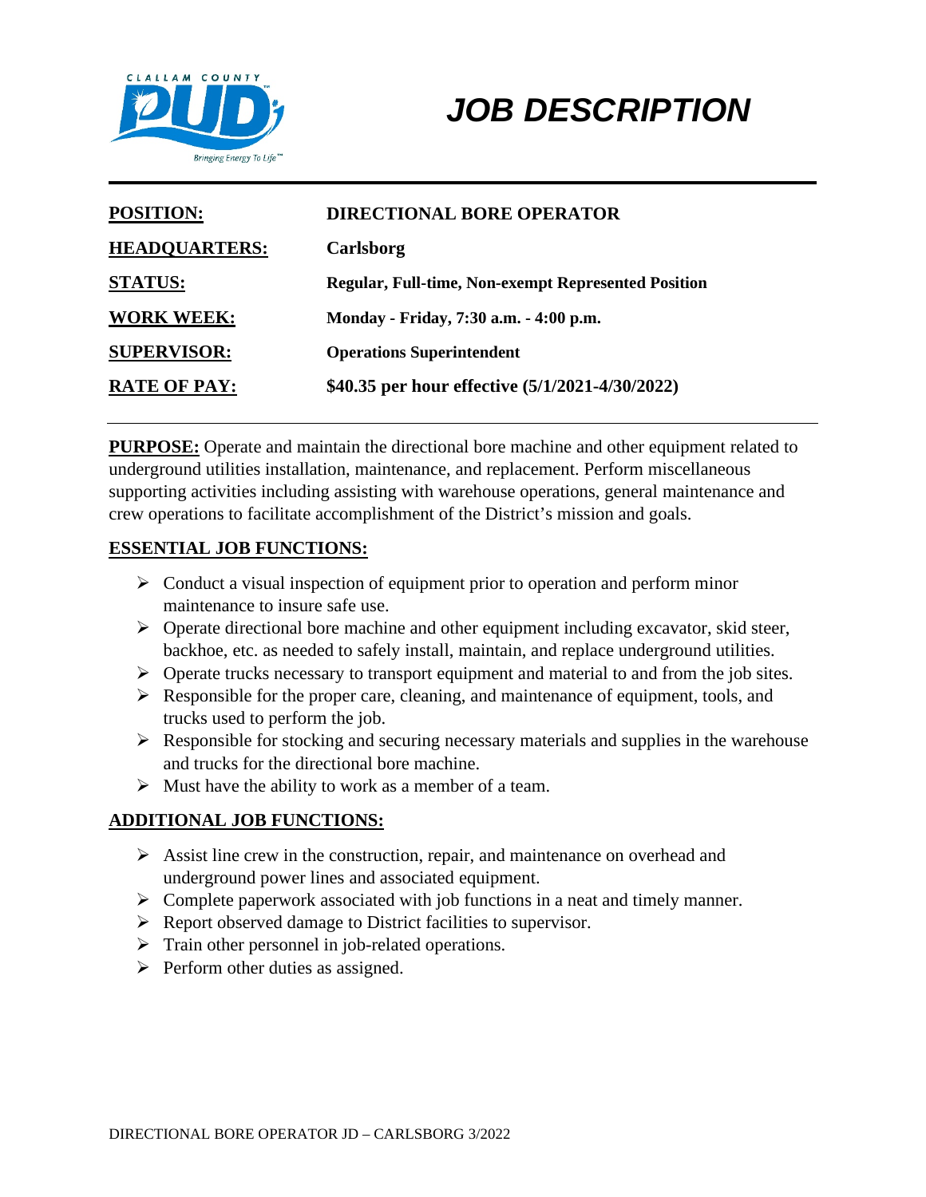# JOB DESCRIPTION

| | |
|---|---|
| **POSITION:** | **DIRECTIONAL BORE OPERATOR** |
| **HEADQUARTERS:** | **Carlsborg** |
| **STATUS:** | **Regular, Full-time, Non-exempt Represented Position** |
| **WORK WEEK:** | **Monday - Friday, 7:30 a.m. - 4:00 p.m.** |
| **SUPERVISOR:** | **Operations Superintendent** |
| **RATE OF PAY:** | **$40.35 per hour effective (5/1/2021-4/30/2022)** |

**PURPOSE:** Operate and maintain the directional bore machine and other equipment related to underground utilities installation, maintenance, and replacement. Perform miscellaneous supporting activities including assisting with warehouse operations, general maintenance and crew operations to facilitate accomplishment of the District's mission and goals.

## ESSENTIAL JOB FUNCTIONS:

- Conduct a visual inspection of equipment prior to operation and perform minor maintenance to insure safe use.
- Operate directional bore machine and other equipment including excavator, skid steer, backhoe, etc. as needed to safely install, maintain, and replace underground utilities.
- Operate trucks necessary to transport equipment and material to and from the job sites.
- Responsible for the proper care, cleaning, and maintenance of equipment, tools, and trucks used to perform the job.
- Responsible for stocking and securing necessary materials and supplies in the warehouse and trucks for the directional bore machine.
- Must have the ability to work as a member of a team.

## ADDITIONAL JOB FUNCTIONS:

- Assist line crew in the construction, repair, and maintenance on overhead and underground power lines and associated equipment.
- Complete paperwork associated with job functions in a neat and timely manner.
- Report observed damage to District facilities to supervisor.
- Train other personnel in job-related operations.
- Perform other duties as assigned.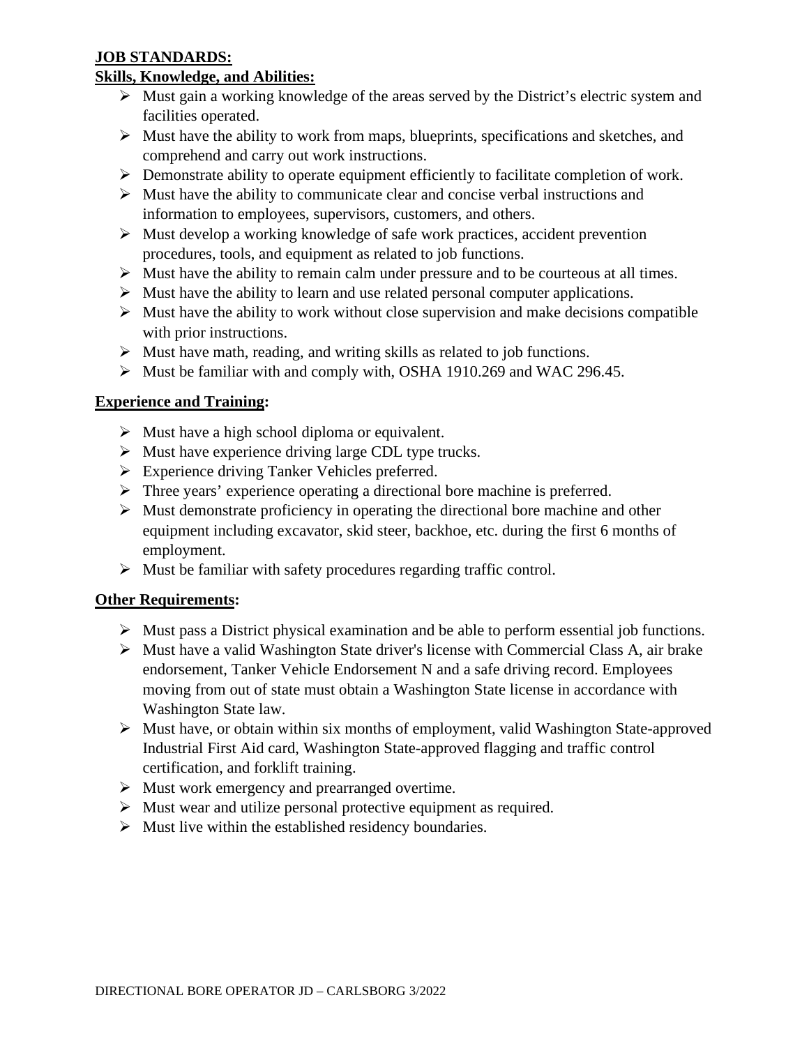**JOB STANDARDS:**

**Skills, Knowledge, and Abilities:**

- Must gain a working knowledge of the areas served by the District's electric system and facilities operated.
- Must have the ability to work from maps, blueprints, specifications and sketches, and comprehend and carry out work instructions.
- Demonstrate ability to operate equipment efficiently to facilitate completion of work.
- Must have the ability to communicate clear and concise verbal instructions and information to employees, supervisors, customers, and others.
- Must develop a working knowledge of safe work practices, accident prevention procedures, tools, and equipment as related to job functions.
- Must have the ability to remain calm under pressure and to be courteous at all times.
- Must have the ability to learn and use related personal computer applications.
- Must have the ability to work without close supervision and make decisions compatible with prior instructions.
- Must have math, reading, and writing skills as related to job functions.
- Must be familiar with and comply with, OSHA 1910.269 and WAC 296.45.

**Experience and Training:**

- Must have a high school diploma or equivalent.
- Must have experience driving large CDL type trucks.
- Experience driving Tanker Vehicles preferred.
- Three years' experience operating a directional bore machine is preferred.
- Must demonstrate proficiency in operating the directional bore machine and other equipment including excavator, skid steer, backhoe, etc. during the first 6 months of employment.
- Must be familiar with safety procedures regarding traffic control.

**Other Requirements:**

- Must pass a District physical examination and be able to perform essential job functions.
- Must have a valid Washington State driver's license with Commercial Class A, air brake endorsement, Tanker Vehicle Endorsement N and a safe driving record. Employees moving from out of state must obtain a Washington State license in accordance with Washington State law.
- Must have, or obtain within six months of employment, valid Washington State-approved Industrial First Aid card, Washington State-approved flagging and traffic control certification, and forklift training.
- Must work emergency and prearranged overtime.
- Must wear and utilize personal protective equipment as required.
- Must live within the established residency boundaries.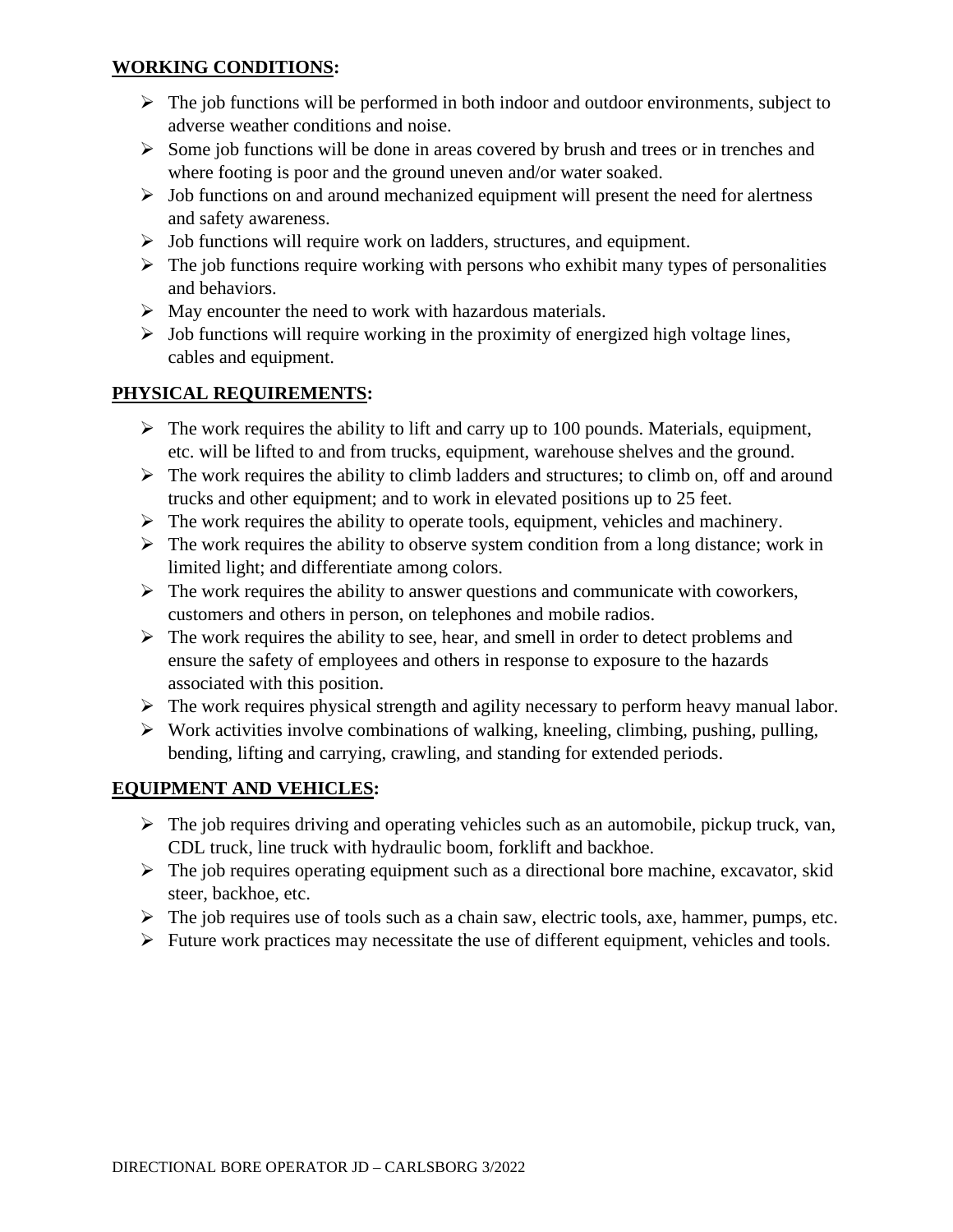**<u>WORKING CONDITIONS</u>:**

- The job functions will be performed in both indoor and outdoor environments, subject to adverse weather conditions and noise.
- Some job functions will be done in areas covered by brush and trees or in trenches and where footing is poor and the ground uneven and/or water soaked.
- Job functions on and around mechanized equipment will present the need for alertness and safety awareness.
- Job functions will require work on ladders, structures, and equipment.
- The job functions require working with persons who exhibit many types of personalities and behaviors.
- May encounter the need to work with hazardous materials.
- Job functions will require working in the proximity of energized high voltage lines, cables and equipment.

**<u>PHYSICAL REQUIREMENTS</u>:**

- The work requires the ability to lift and carry up to 100 pounds. Materials, equipment, etc. will be lifted to and from trucks, equipment, warehouse shelves and the ground.
- The work requires the ability to climb ladders and structures; to climb on, off and around trucks and other equipment; and to work in elevated positions up to 25 feet.
- The work requires the ability to operate tools, equipment, vehicles and machinery.
- The work requires the ability to observe system condition from a long distance; work in limited light; and differentiate among colors.
- The work requires the ability to answer questions and communicate with coworkers, customers and others in person, on telephones and mobile radios.
- The work requires the ability to see, hear, and smell in order to detect problems and ensure the safety of employees and others in response to exposure to the hazards associated with this position.
- The work requires physical strength and agility necessary to perform heavy manual labor.
- Work activities involve combinations of walking, kneeling, climbing, pushing, pulling, bending, lifting and carrying, crawling, and standing for extended periods.

**<u>EQUIPMENT AND VEHICLES</u>:**

- The job requires driving and operating vehicles such as an automobile, pickup truck, van, CDL truck, line truck with hydraulic boom, forklift and backhoe.
- The job requires operating equipment such as a directional bore machine, excavator, skid steer, backhoe, etc.
- The job requires use of tools such as a chain saw, electric tools, axe, hammer, pumps, etc.
- Future work practices may necessitate the use of different equipment, vehicles and tools.